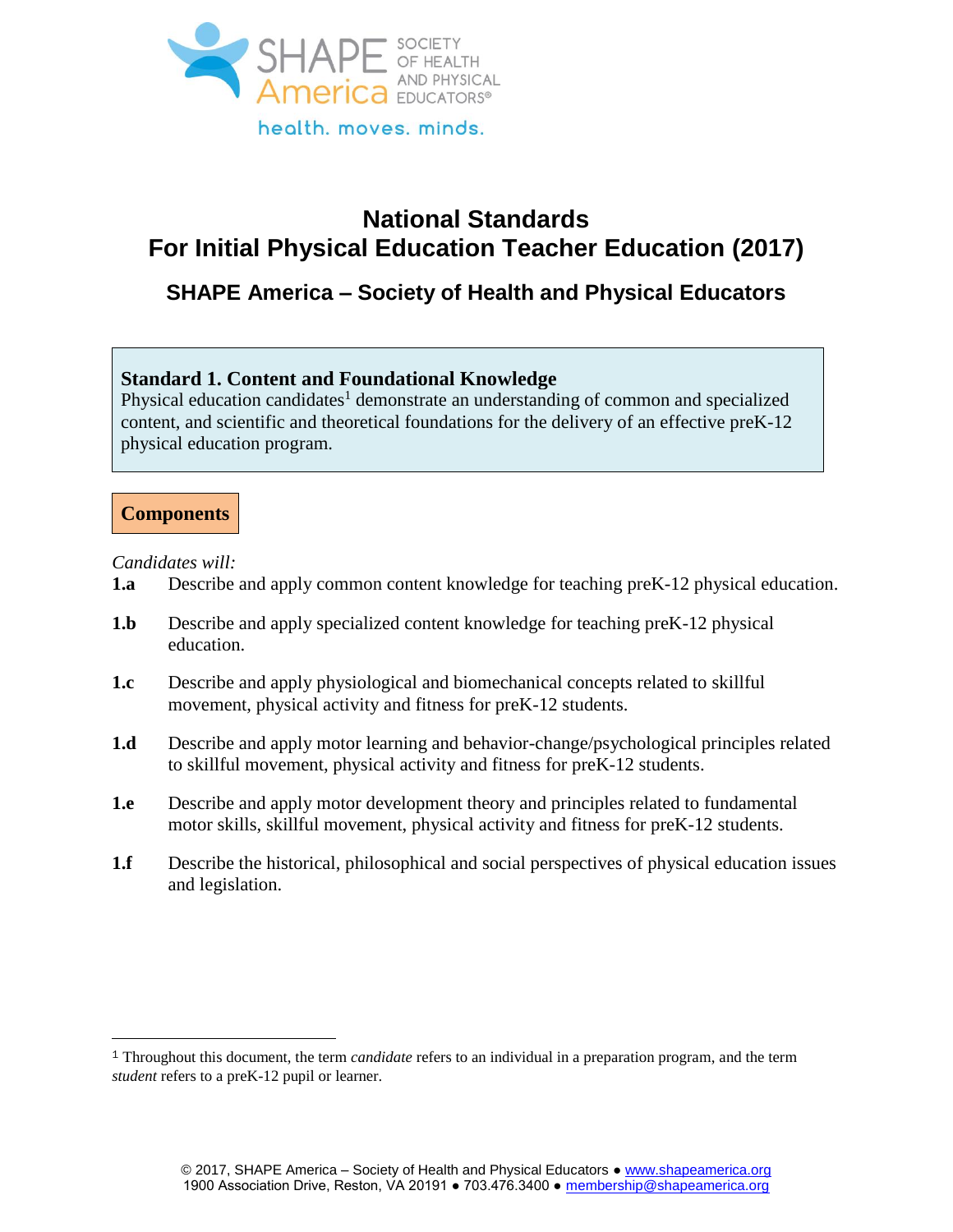# National Standards For Initial Physical Education Teacher Education (2017)

## SHAPE America – Society of Health and Physical Educators

**Standard 1. Content and Foundational Knowledge**

Physical education candidates[1] demonstrate an understanding of common and specialized content, and scientific and theoretical foundations for the delivery of an effective preK-12 physical education program.

### Components

*Candidates will:*

**1.a** Describe and apply common content knowledge for teaching preK-12 physical education.

**1.b** Describe and apply specialized content knowledge for teaching preK-12 physical education.

**1.c** Describe and apply physiological and biomechanical concepts related to skillful movement, physical activity and fitness for preK-12 students.

**1.d** Describe and apply motor learning and behavior-change/psychological principles related to skillful movement, physical activity and fitness for preK-12 students.

**1.e** Describe and apply motor development theory and principles related to fundamental motor skills, skillful movement, physical activity and fitness for preK-12 students.

**1.f** Describe the historical, philosophical and social perspectives of physical education issues and legislation.

---

[1] Throughout this document, the term *candidate* refers to an individual in a preparation program, and the term *student* refers to a preK-12 pupil or learner.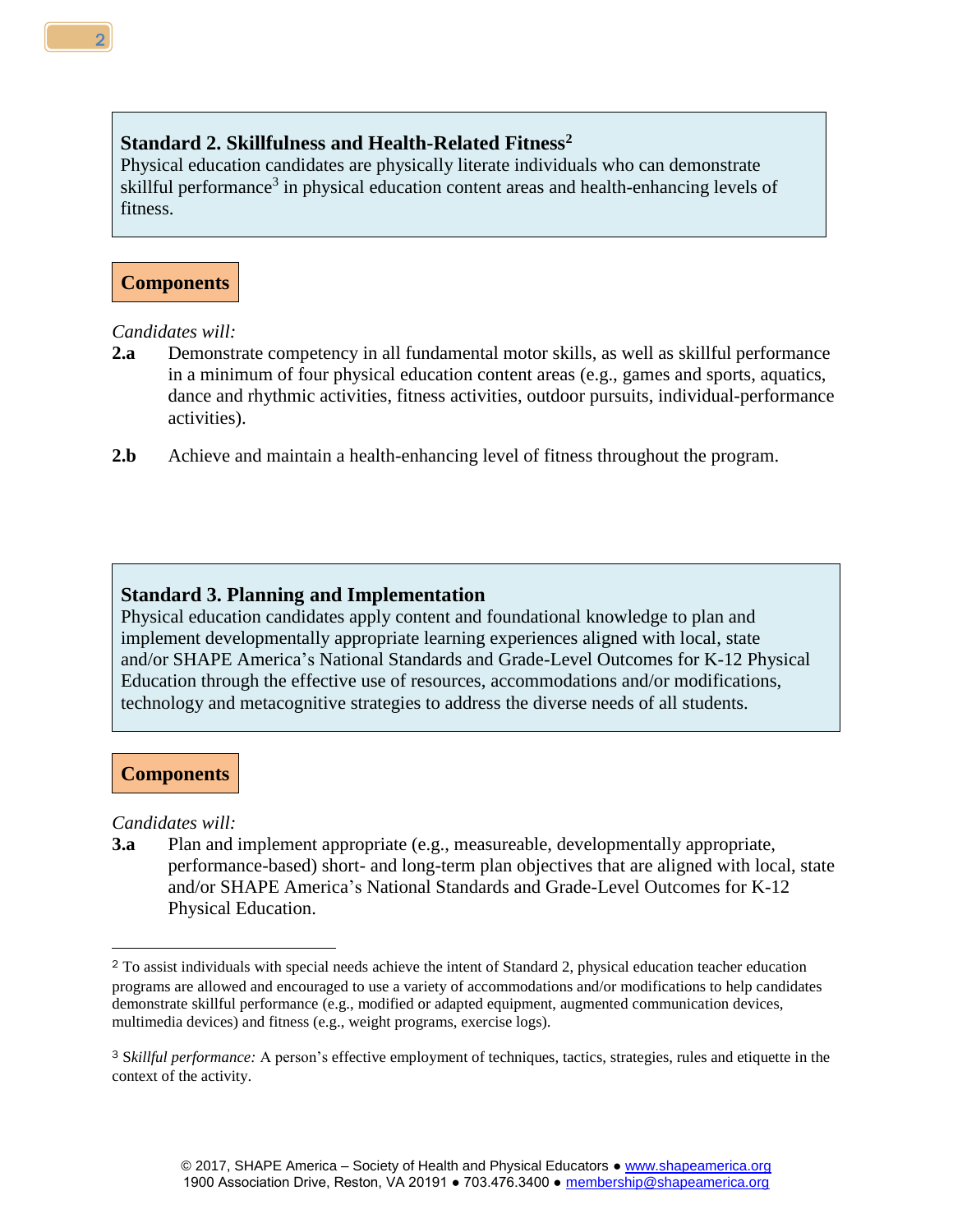**Standard 2. Skillfulness and Health-Related Fitness**[2]
Physical education candidates are physically literate individuals who can demonstrate skillful performance[3] in physical education content areas and health-enhancing levels of fitness.

**Components**

*Candidates will:*

**2.a** Demonstrate competency in all fundamental motor skills, as well as skillful performance in a minimum of four physical education content areas (e.g., games and sports, aquatics, dance and rhythmic activities, fitness activities, outdoor pursuits, individual-performance activities).

**2.b** Achieve and maintain a health-enhancing level of fitness throughout the program.

**Standard 3. Planning and Implementation**
Physical education candidates apply content and foundational knowledge to plan and implement developmentally appropriate learning experiences aligned with local, state and/or SHAPE America's National Standards and Grade-Level Outcomes for K-12 Physical Education through the effective use of resources, accommodations and/or modifications, technology and metacognitive strategies to address the diverse needs of all students.

**Components**

*Candidates will:*

**3.a** Plan and implement appropriate (e.g., measureable, developmentally appropriate, performance-based) short- and long-term plan objectives that are aligned with local, state and/or SHAPE America's National Standards and Grade-Level Outcomes for K-12 Physical Education.

---

[2] To assist individuals with special needs achieve the intent of Standard 2, physical education teacher education programs are allowed and encouraged to use a variety of accommodations and/or modifications to help candidates demonstrate skillful performance (e.g., modified or adapted equipment, augmented communication devices, multimedia devices) and fitness (e.g., weight programs, exercise logs).

[3] *Skillful performance:* A person's effective employment of techniques, tactics, strategies, rules and etiquette in the context of the activity.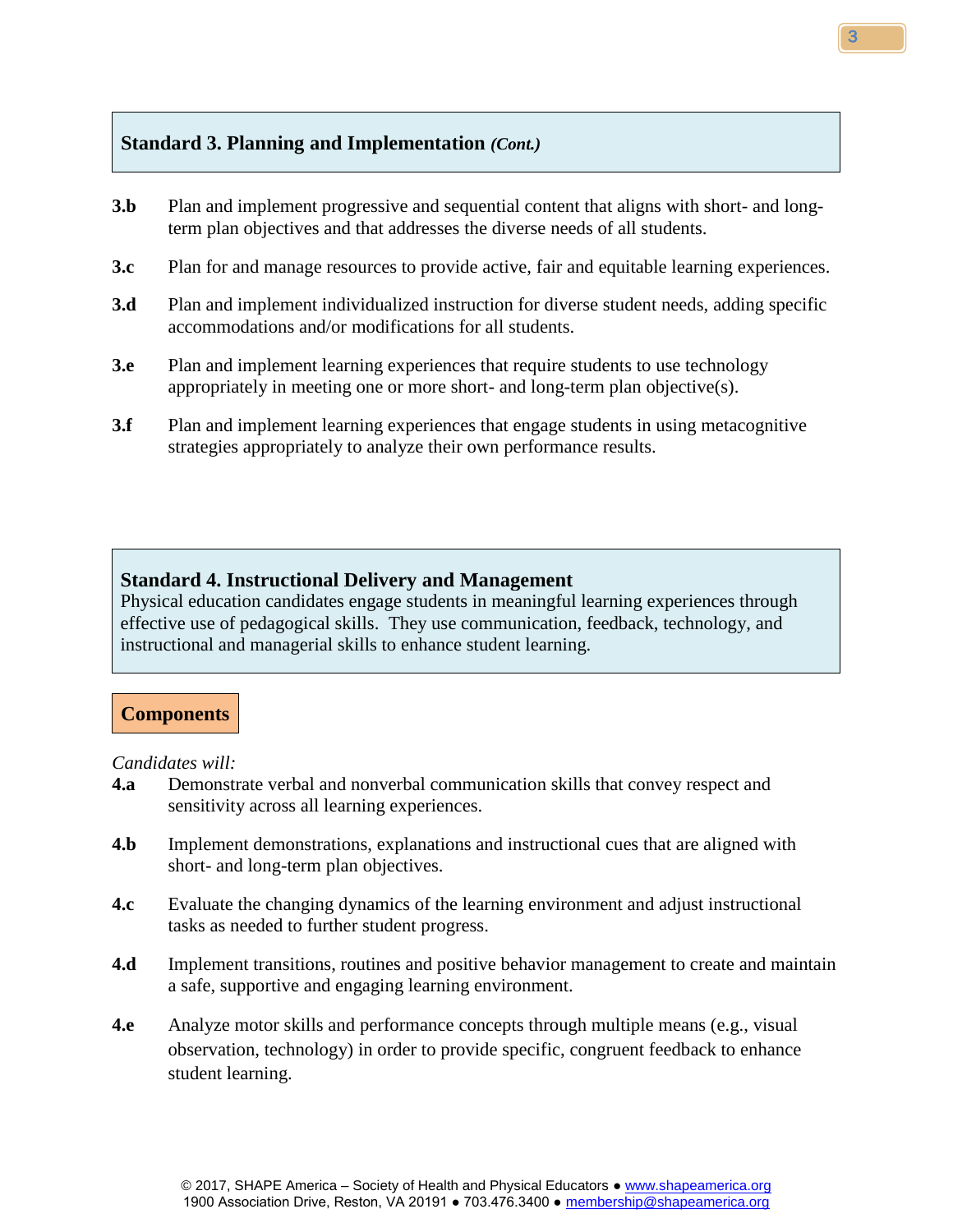## Standard 3. Planning and Implementation *(Cont.)*

**3.b** Plan and implement progressive and sequential content that aligns with short- and long-term plan objectives and that addresses the diverse needs of all students.

**3.c** Plan for and manage resources to provide active, fair and equitable learning experiences.

**3.d** Plan and implement individualized instruction for diverse student needs, adding specific accommodations and/or modifications for all students.

**3.e** Plan and implement learning experiences that require students to use technology appropriately in meeting one or more short- and long-term plan objective(s).

**3.f** Plan and implement learning experiences that engage students in using metacognitive strategies appropriately to analyze their own performance results.

## Standard 4. Instructional Delivery and Management

Physical education candidates engage students in meaningful learning experiences through effective use of pedagogical skills. They use communication, feedback, technology, and instructional and managerial skills to enhance student learning.

### Components

*Candidates will:*

**4.a** Demonstrate verbal and nonverbal communication skills that convey respect and sensitivity across all learning experiences.

**4.b** Implement demonstrations, explanations and instructional cues that are aligned with short- and long-term plan objectives.

**4.c** Evaluate the changing dynamics of the learning environment and adjust instructional tasks as needed to further student progress.

**4.d** Implement transitions, routines and positive behavior management to create and maintain a safe, supportive and engaging learning environment.

**4.e** Analyze motor skills and performance concepts through multiple means (e.g., visual observation, technology) in order to provide specific, congruent feedback to enhance student learning.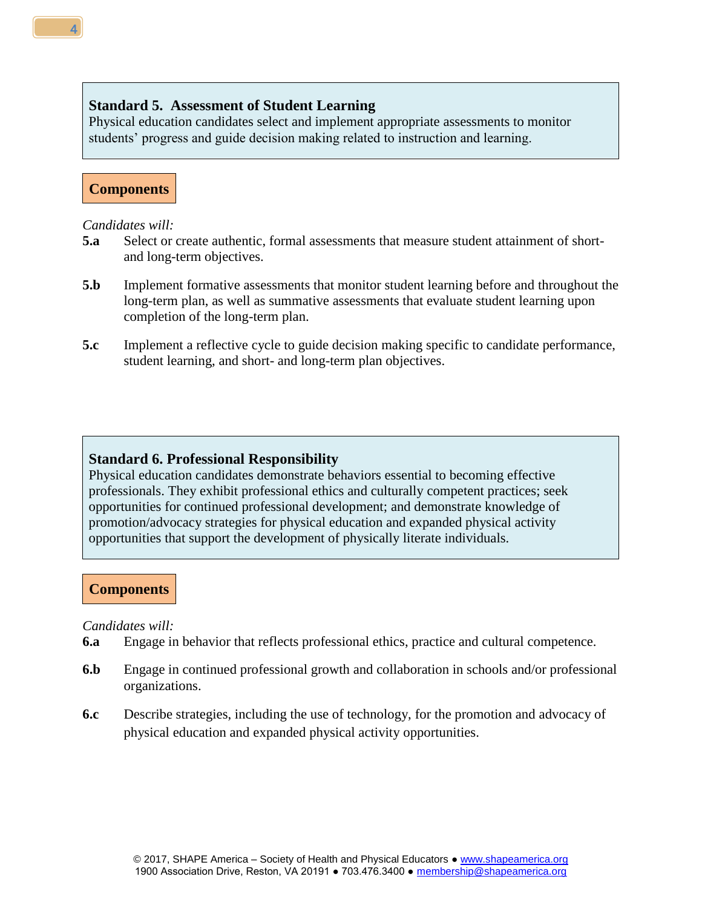## Standard 5. Assessment of Student Learning

Physical education candidates select and implement appropriate assessments to monitor students' progress and guide decision making related to instruction and learning.

### Components

*Candidates will:*

**5.a** Select or create authentic, formal assessments that measure student attainment of short- and long-term objectives.

**5.b** Implement formative assessments that monitor student learning before and throughout the long-term plan, as well as summative assessments that evaluate student learning upon completion of the long-term plan.

**5.c** Implement a reflective cycle to guide decision making specific to candidate performance, student learning, and short- and long-term plan objectives.

## Standard 6. Professional Responsibility

Physical education candidates demonstrate behaviors essential to becoming effective professionals. They exhibit professional ethics and culturally competent practices; seek opportunities for continued professional development; and demonstrate knowledge of promotion/advocacy strategies for physical education and expanded physical activity opportunities that support the development of physically literate individuals.

### Components

*Candidates will:*

**6.a** Engage in behavior that reflects professional ethics, practice and cultural competence.

**6.b** Engage in continued professional growth and collaboration in schools and/or professional organizations.

**6.c** Describe strategies, including the use of technology, for the promotion and advocacy of physical education and expanded physical activity opportunities.